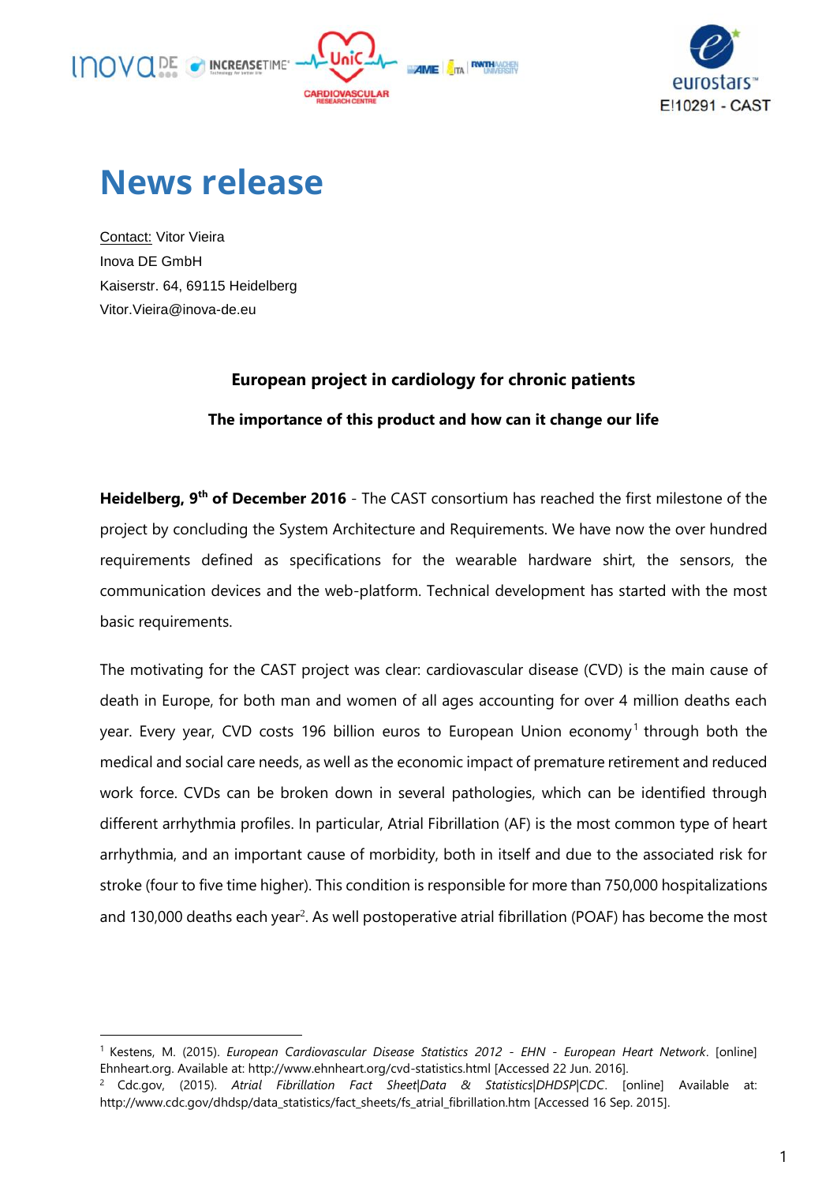E!10291 - CAST

# News release

Contact: Vitor Vieira
Inova DE GmbH
Kaiserstr. 64, 69115 Heidelberg
Vitor.Vieira@inova-de.eu

**European project in cardiology for chronic patients**

**The importance of this product and how can it change our life**

**Heidelberg, 9th of December 2016** - The CAST consortium has reached the first milestone of the project by concluding the System Architecture and Requirements. We have now the over hundred requirements defined as specifications for the wearable hardware shirt, the sensors, the communication devices and the web-platform. Technical development has started with the most basic requirements.

The motivating for the CAST project was clear: cardiovascular disease (CVD) is the main cause of death in Europe, for both man and women of all ages accounting for over 4 million deaths each year. Every year, CVD costs 196 billion euros to European Union economy[1] through both the medical and social care needs, as well as the economic impact of premature retirement and reduced work force. CVDs can be broken down in several pathologies, which can be identified through different arrhythmia profiles. In particular, Atrial Fibrillation (AF) is the most common type of heart arrhythmia, and an important cause of morbidity, both in itself and due to the associated risk for stroke (four to five time higher). This condition is responsible for more than 750,000 hospitalizations and 130,000 deaths each year[2]. As well postoperative atrial fibrillation (POAF) has become the most

---

[1] Kestens, M. (2015). *European Cardiovascular Disease Statistics 2012 - EHN - European Heart Network*. [online] Ehnheart.org. Available at: http://www.ehnheart.org/cvd-statistics.html [Accessed 22 Jun. 2016].

[2] Cdc.gov, (2015). *Atrial Fibrillation Fact Sheet|Data & Statistics|DHDSP|CDC*. [online] Available at: http://www.cdc.gov/dhdsp/data_statistics/fact_sheets/fs_atrial_fibrillation.htm [Accessed 16 Sep. 2015].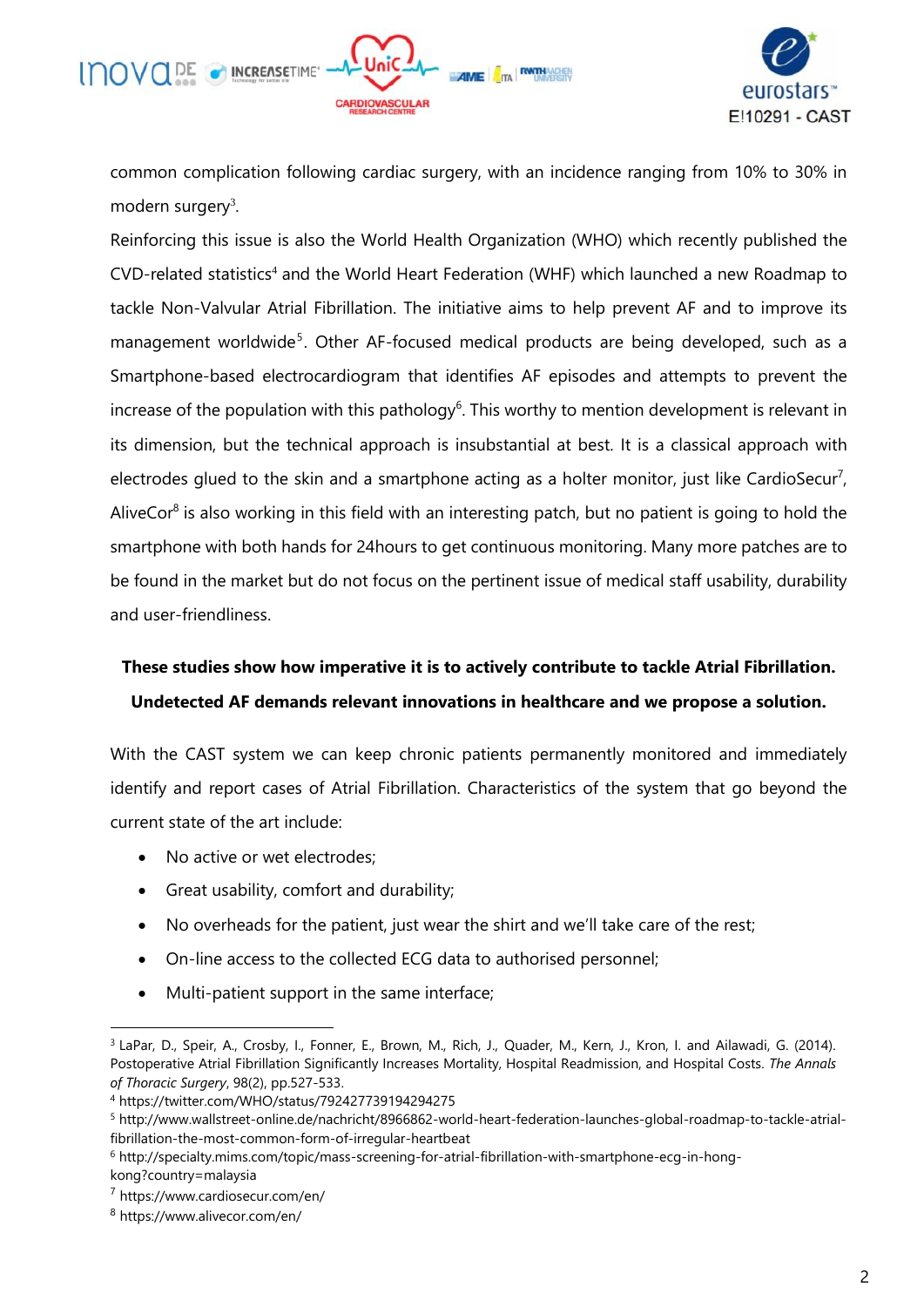common complication following cardiac surgery, with an incidence ranging from 10% to 30% in modern surgery[3].

Reinforcing this issue is also the World Health Organization (WHO) which recently published the CVD-related statistics[4] and the World Heart Federation (WHF) which launched a new Roadmap to tackle Non-Valvular Atrial Fibrillation. The initiative aims to help prevent AF and to improve its management worldwide[5]. Other AF-focused medical products are being developed, such as a Smartphone-based electrocardiogram that identifies AF episodes and attempts to prevent the increase of the population with this pathology[6]. This worthy to mention development is relevant in its dimension, but the technical approach is insubstantial at best. It is a classical approach with electrodes glued to the skin and a smartphone acting as a holter monitor, just like CardioSecur[7], AliveCor[8] is also working in this field with an interesting patch, but no patient is going to hold the smartphone with both hands for 24hours to get continuous monitoring. Many more patches are to be found in the market but do not focus on the pertinent issue of medical staff usability, durability and user-friendliness.

**These studies show how imperative it is to actively contribute to tackle Atrial Fibrillation. Undetected AF demands relevant innovations in healthcare and we propose a solution.**

With the CAST system we can keep chronic patients permanently monitored and immediately identify and report cases of Atrial Fibrillation. Characteristics of the system that go beyond the current state of the art include:

- No active or wet electrodes;
- Great usability, comfort and durability;
- No overheads for the patient, just wear the shirt and we'll take care of the rest;
- On-line access to the collected ECG data to authorised personnel;
- Multi-patient support in the same interface;

---

[3] LaPar, D., Speir, A., Crosby, I., Fonner, E., Brown, M., Rich, J., Quader, M., Kern, J., Kron, I. and Ailawadi, G. (2014). Postoperative Atrial Fibrillation Significantly Increases Mortality, Hospital Readmission, and Hospital Costs. *The Annals of Thoracic Surgery*, 98(2), pp.527-533.

[4] https://twitter.com/WHO/status/792427739194294275

[5] http://www.wallstreet-online.de/nachricht/8966862-world-heart-federation-launches-global-roadmap-to-tackle-atrial-fibrillation-the-most-common-form-of-irregular-heartbeat

[6] http://specialty.mims.com/topic/mass-screening-for-atrial-fibrillation-with-smartphone-ecg-in-hong-kong?country=malaysia

[7] https://www.cardiosecur.com/en/

[8] https://www.alivecor.com/en/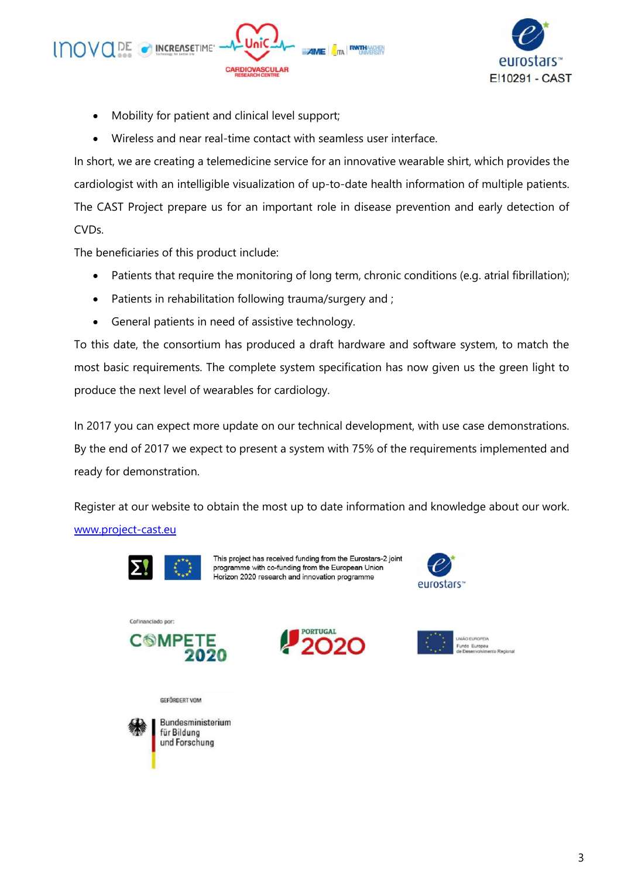- Mobility for patient and clinical level support;
- Wireless and near real-time contact with seamless user interface.

In short, we are creating a telemedicine service for an innovative wearable shirt, which provides the cardiologist with an intelligible visualization of up-to-date health information of multiple patients. The CAST Project prepare us for an important role in disease prevention and early detection of CVDs.

The beneficiaries of this product include:

- Patients that require the monitoring of long term, chronic conditions (e.g. atrial fibrillation);
- Patients in rehabilitation following trauma/surgery and ;
- General patients in need of assistive technology.

To this date, the consortium has produced a draft hardware and software system, to match the most basic requirements. The complete system specification has now given us the green light to produce the next level of wearables for cardiology.

In 2017 you can expect more update on our technical development, with use case demonstrations. By the end of 2017 we expect to present a system with 75% of the requirements implemented and ready for demonstration.

Register at our website to obtain the most up to date information and knowledge about our work. [www.project-cast.eu](http://www.project-cast.eu)

This project has received funding from the Eurostars-2 joint programme with co-funding from the European Union Horizon 2020 research and innovation programme

Cofinanciado por:

GEFÖRDERT VOM

Bundesministerium für Bildung und Forschung